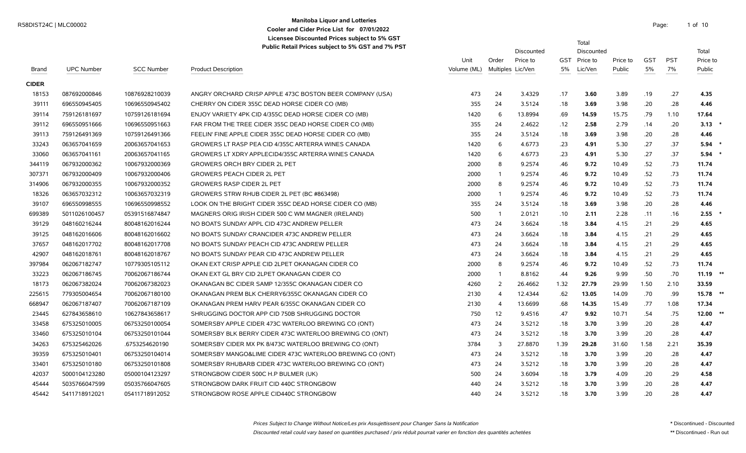R58DIST24C | MLC00002

# Manitoba Liquor and Lotteries

## Cooler and Cider Price List for 07/01/2022

**Licensee Discounted Prices subject to 5% GST**

**Public Retail Prices subject to 5% GST and 7% PST**

| Brand | UPC Number | SCC Number | Product Description | Unit Volume (ML) | Order Multiples | Discounted Price to Lic/Ven | GST 5% | Total Discounted Price to Lic/Ven | Price to Public | GST 5% | PST 7% | Total Price to Public | |
|---|---|---|---|---|---|---|---|---|---|---|---|---|---|
| **CIDER** | | | | | | | | | | | | | |
| 18153 | 087692000846 | 10876928210039 | ANGRY ORCHARD CRISP APPLE 473C BOSTON BEER COMPANY (USA) | 473 | 24 | 3.4329 | .17 | **3.60** | 3.89 | .19 | .27 | **4.35** | |
| 39111 | 696550945405 | 10696550945402 | CHERRY ON CIDER 355C DEAD HORSE CIDER CO (MB) | 355 | 24 | 3.5124 | .18 | **3.69** | 3.98 | .20 | .28 | **4.46** | |
| 39114 | 759126181697 | 10759126181694 | ENJOY VARIETY 4PK CID 4/355C DEAD HORSE CIDER CO (MB) | 1420 | 6 | 13.8994 | .69 | **14.59** | 15.75 | .79 | 1.10 | **17.64** | |
| 39112 | 696550951666 | 10696550951663 | FAR FROM THE TREE CIDER 355C DEAD HORSE CIDER CO (MB) | 355 | 24 | 2.4622 | .12 | **2.58** | 2.79 | .14 | .20 | **3.13** | * |
| 39113 | 759126491369 | 10759126491366 | FEELIN' FINE APPLE CIDER 355C DEAD HORSE CIDER CO (MB) | 355 | 24 | 3.5124 | .18 | **3.69** | 3.98 | .20 | .28 | **4.46** | |
| 33243 | 063657041659 | 20063657041653 | GROWERS LT RASP PEA CID 4/355C ARTERRA WINES CANADA | 1420 | 6 | 4.6773 | .23 | **4.91** | 5.30 | .27 | .37 | **5.94** | * |
| 33060 | 063657041161 | 20063657041165 | GROWERS LT XDRY APPLECID4/355C ARTERRA WINES CANADA | 1420 | 6 | 4.6773 | .23 | **4.91** | 5.30 | .27 | .37 | **5.94** | * |
| 344119 | 067932000362 | 10067932000369 | GROWERS ORCH BRY CIDER 2L PET | 2000 | 8 | 9.2574 | .46 | **9.72** | 10.49 | .52 | .73 | **11.74** | |
| 307371 | 067932000409 | 10067932000406 | GROWERS PEACH CIDER 2L PET | 2000 | 1 | 9.2574 | .46 | **9.72** | 10.49 | .52 | .73 | **11.74** | |
| 314906 | 067932000355 | 10067932000352 | GROWERS RASP CIDER 2L PET | 2000 | 8 | 9.2574 | .46 | **9.72** | 10.49 | .52 | .73 | **11.74** | |
| 18326 | 063657032312 | 10063657032319 | GROWERS STRW RHUB CIDER 2L PET (BC #863498) | 2000 | 1 | 9.2574 | .46 | **9.72** | 10.49 | .52 | .73 | **11.74** | |
| 39107 | 696550998555 | 10696550998552 | LOOK ON THE BRIGHT CIDER 355C DEAD HORSE CIDER CO (MB) | 355 | 24 | 3.5124 | .18 | **3.69** | 3.98 | .20 | .28 | **4.46** | |
| 699389 | 5011026100457 | 05391516874847 | MAGNERS ORIG IRISH CIDER 500 C WM MAGNER (IRELAND) | 500 | 1 | 2.0121 | .10 | **2.11** | 2.28 | .11 | .16 | **2.55** | * |
| 39129 | 048162016244 | 80048162016244 | NO BOATS SUNDAY APPL CID 473C ANDREW PELLER | 473 | 24 | 3.6624 | .18 | **3.84** | 4.15 | .21 | .29 | **4.65** | |
| 39125 | 048162016606 | 80048162016602 | NO BOATS SUNDAY CRANCIDER 473C ANDREW PELLER | 473 | 24 | 3.6624 | .18 | **3.84** | 4.15 | .21 | .29 | **4.65** | |
| 37657 | 048162017702 | 80048162017708 | NO BOATS SUNDAY PEACH CID 473C ANDREW PELLER | 473 | 24 | 3.6624 | .18 | **3.84** | 4.15 | .21 | .29 | **4.65** | |
| 42907 | 048162018761 | 80048162018767 | NO BOATS SUNDAY PEAR CID 473C ANDREW PELLER | 473 | 24 | 3.6624 | .18 | **3.84** | 4.15 | .21 | .29 | **4.65** | |
| 397984 | 062067182747 | 10779305105112 | OKAN EXT CRISP APPLE CID 2LPET OKANAGAN CIDER CO | 2000 | 8 | 9.2574 | .46 | **9.72** | 10.49 | .52 | .73 | **11.74** | |
| 33223 | 062067186745 | 70062067186744 | OKAN EXT GL BRY CID 2LPET OKANAGAN CIDER CO | 2000 | 1 | 8.8162 | .44 | **9.26** | 9.99 | .50 | .70 | **11.19** | ** |
| 18173 | 062067382024 | 70062067382023 | OKANAGAN BC CIDER SAMP 12/355C OKANAGAN CIDER CO | 4260 | 2 | 26.4662 | 1.32 | **27.79** | 29.99 | 1.50 | 2.10 | **33.59** | |
| 225615 | 779305004654 | 70062067180100 | OKANAGAN PREM BLK CHERRY6/355C OKANAGAN CIDER CO | 2130 | 4 | 12.4344 | .62 | **13.05** | 14.09 | .70 | .99 | **15.78** | ** |
| 668947 | 062067187407 | 70062067187109 | OKANAGAN PREM HARV PEAR 6/355C OKANAGAN CIDER CO | 2130 | 4 | 13.6699 | .68 | **14.35** | 15.49 | .77 | 1.08 | **17.34** | |
| 23445 | 627843658610 | 10627843658617 | SHRUGGING DOCTOR APP CID 750B SHRUGGING DOCTOR | 750 | 12 | 9.4516 | .47 | **9.92** | 10.71 | .54 | .75 | **12.00** | ** |
| 33458 | 675325010005 | 06753250100054 | SOMERSBY APPLE CIDER 473C WATERLOO BREWING CO (ONT) | 473 | 24 | 3.5212 | .18 | **3.70** | 3.99 | .20 | .28 | **4.47** | |
| 33460 | 675325010104 | 06753250101044 | SOMERSBY BLK BERRY CIDER 473C WATERLOO BREWING CO (ONT) | 473 | 24 | 3.5212 | .18 | **3.70** | 3.99 | .20 | .28 | **4.47** | |
| 34263 | 675325462026 | .6753254620190 | SOMERSBY CIDER MX PK 8/473C WATERLOO BREWING CO (ONT) | 3784 | 3 | 27.8870 | 1.39 | **29.28** | 31.60 | 1.58 | 2.21 | **35.39** | |
| 39359 | 675325010401 | 06753250104014 | SOMERSBY MANGO&LIME CIDER 473C WATERLOO BREWING CO (ONT) | 473 | 24 | 3.5212 | .18 | **3.70** | 3.99 | .20 | .28 | **4.47** | |
| 33401 | 675325010180 | 06753250101808 | SOMERSBY RHUBARB CIDER 473C WATERLOO BREWING CO (ONT) | 473 | 24 | 3.5212 | .18 | **3.70** | 3.99 | .20 | .28 | **4.47** | |
| 42037 | 5000104123280 | 05000104123297 | STRONGBOW CIDER 500C H.P BULMER (UK) | 500 | 24 | 3.6094 | .18 | **3.79** | 4.09 | .20 | .29 | **4.58** | |
| 45444 | 5035766047599 | 05035766047605 | STRONGBOW DARK FRUIT CID 440C STRONGBOW | 440 | 24 | 3.5212 | .18 | **3.70** | 3.99 | .20 | .28 | **4.47** | |
| 45442 | 5411718912021 | 05411718912052 | STRONGBOW ROSE APPLE CID440C STRONGBOW | 440 | 24 | 3.5212 | .18 | **3.70** | 3.99 | .20 | .28 | **4.47** | |

*Prices Subject to Change Without Notice/Les prix Assujettissent pour Changer Sans la Notification*

*Discounted retail could vary based on quantities purchased / prix réduit pourrait varier en fonction des quantités achetées*

\* Discontinued - Discounted

\*\* Discontinued - Run out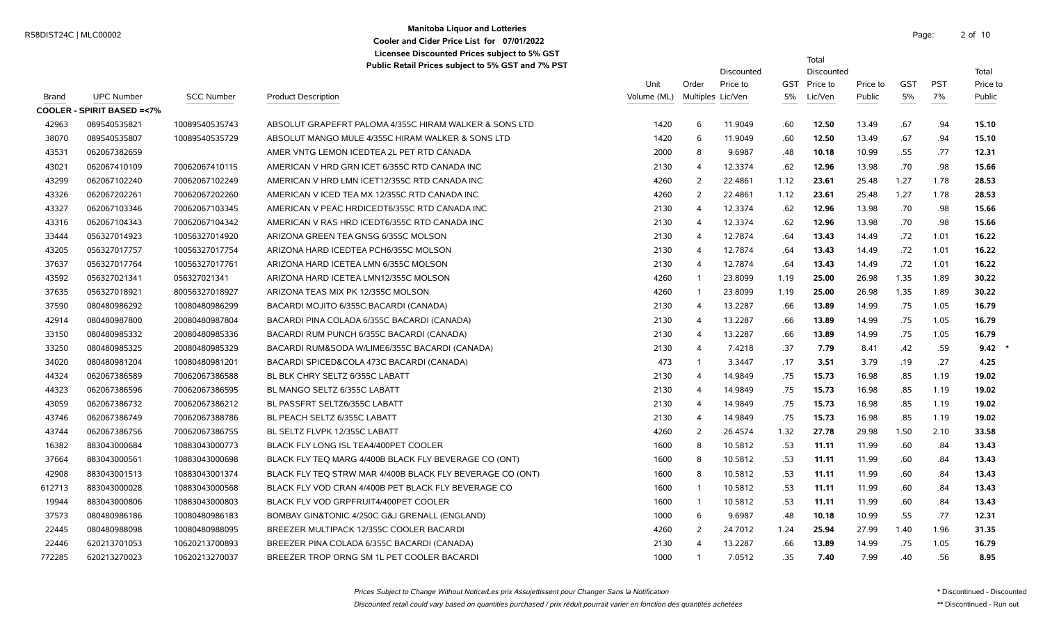**Manitoba Liquor and Lotteries**
**Cooler and Cider Price List for 07/01/2022**
**Licensee Discounted Prices subject to 5% GST**
**Public Retail Prices subject to 5% GST and 7% PST**

R58DIST24C | MLC00002

| Brand | UPC Number | SCC Number | Product Description | Unit Volume (ML) | Order Multiples | Discounted Price to Lic/Ven | GST 5% | Total Discounted Price to Lic/Ven | Price to Public | GST 5% | PST 7% | Total Price to Public | |
|---|---|---|---|---|---|---|---|---|---|---|---|---|---|
| **COOLER - SPIRIT BASED =<7%** | | | | | | | | | | | | | |
| 42963 | 089540535821 | 10089540535743 | ABSOLUT GRAPEFRT PALOMA 4/355C HIRAM WALKER & SONS LTD | 1420 | 6 | 11.9049 | .60 | **12.50** | 13.49 | .67 | .94 | **15.10** | |
| 38070 | 089540535807 | 10089540535729 | ABSOLUT MANGO MULE 4/355C HIRAM WALKER & SONS LTD | 1420 | 6 | 11.9049 | .60 | **12.50** | 13.49 | .67 | .94 | **15.10** | |
| 43531 | 062067382659 | | AMER VNTG LEMON ICEDTEA 2L PET RTD CANADA | 2000 | 8 | 9.6987 | .48 | **10.18** | 10.99 | .55 | .77 | **12.31** | |
| 43021 | 062067410109 | 70062067410115 | AMERICAN V HRD GRN ICET 6/355C RTD CANADA INC | 2130 | 4 | 12.3374 | .62 | **12.96** | 13.98 | .70 | .98 | **15.66** | |
| 43299 | 062067102240 | 70062067102249 | AMERICAN V HRD LMN ICET12/355C RTD CANADA INC | 4260 | 2 | 22.4861 | 1.12 | **23.61** | 25.48 | 1.27 | 1.78 | **28.53** | |
| 43326 | 062067202261 | 70062067202260 | AMERICAN V ICED TEA MX 12/355C RTD CANADA INC | 4260 | 2 | 22.4861 | 1.12 | **23.61** | 25.48 | 1.27 | 1.78 | **28.53** | |
| 43327 | 062067103346 | 70062067103345 | AMERICAN V PEAC HRDICEDT6/355C RTD CANADA INC | 2130 | 4 | 12.3374 | .62 | **12.96** | 13.98 | .70 | .98 | **15.66** | |
| 43316 | 062067104343 | 70062067104342 | AMERICAN V RAS HRD ICEDT6/355C RTD CANADA INC | 2130 | 4 | 12.3374 | .62 | **12.96** | 13.98 | .70 | .98 | **15.66** | |
| 33444 | 056327014923 | 10056327014920 | ARIZONA GREEN TEA GNSG 6/355C MOLSON | 2130 | 4 | 12.7874 | .64 | **13.43** | 14.49 | .72 | 1.01 | **16.22** | |
| 43205 | 056327017757 | 10056327017754 | ARIZONA HARD ICEDTEA PCH6/355C MOLSON | 2130 | 4 | 12.7874 | .64 | **13.43** | 14.49 | .72 | 1.01 | **16.22** | |
| 37637 | 056327017764 | 10056327017761 | ARIZONA HARD ICETEA LMN 6/355C MOLSON | 2130 | 4 | 12.7874 | .64 | **13.43** | 14.49 | .72 | 1.01 | **16.22** | |
| 43592 | 056327021341 | 056327021341 | ARIZONA HARD ICETEA LMN12/355C MOLSON | 4260 | 1 | 23.8099 | 1.19 | **25.00** | 26.98 | 1.35 | 1.89 | **30.22** | |
| 37635 | 056327018921 | 80056327018927 | ARIZONA TEAS MIX PK 12/355C MOLSON | 4260 | 1 | 23.8099 | 1.19 | **25.00** | 26.98 | 1.35 | 1.89 | **30.22** | |
| 37590 | 080480986292 | 10080480986299 | BACARDI MOJITO 6/355C BACARDI (CANADA) | 2130 | 4 | 13.2287 | .66 | **13.89** | 14.99 | .75 | 1.05 | **16.79** | |
| 42914 | 080480987800 | 20080480987804 | BACARDI PINA COLADA 6/355C BACARDI (CANADA) | 2130 | 4 | 13.2287 | .66 | **13.89** | 14.99 | .75 | 1.05 | **16.79** | |
| 33150 | 080480985332 | 20080480985336 | BACARDI RUM PUNCH 6/355C BACARDI (CANADA) | 2130 | 4 | 13.2287 | .66 | **13.89** | 14.99 | .75 | 1.05 | **16.79** | |
| 33250 | 080480985325 | 20080480985329 | BACARDI RUM&SODA W/LIME6/355C BACARDI (CANADA) | 2130 | 4 | 7.4218 | .37 | **7.79** | 8.41 | .42 | .59 | **9.42** | * |
| 34020 | 080480981204 | 10080480981201 | BACARDI SPICED&COLA 473C BACARDI (CANADA) | 473 | 1 | 3.3447 | .17 | **3.51** | 3.79 | .19 | .27 | **4.25** | |
| 44324 | 062067386589 | 70062067386588 | BL BLK CHRY SELTZ 6/355C LABATT | 2130 | 4 | 14.9849 | .75 | **15.73** | 16.98 | .85 | 1.19 | **19.02** | |
| 44323 | 062067386596 | 70062067386595 | BL MANGO SELTZ 6/355C LABATT | 2130 | 4 | 14.9849 | .75 | **15.73** | 16.98 | .85 | 1.19 | **19.02** | |
| 43059 | 062067386732 | 70062067386212 | BL PASSFRT SELTZ6/355C LABATT | 2130 | 4 | 14.9849 | .75 | **15.73** | 16.98 | .85 | 1.19 | **19.02** | |
| 43746 | 062067386749 | 70062067388786 | BL PEACH SELTZ 6/355C LABATT | 2130 | 4 | 14.9849 | .75 | **15.73** | 16.98 | .85 | 1.19 | **19.02** | |
| 43744 | 062067386756 | 70062067386755 | BL SELTZ FLVPK 12/355C LABATT | 4260 | 2 | 26.4574 | 1.32 | **27.78** | 29.98 | 1.50 | 2.10 | **33.58** | |
| 16382 | 883043000684 | 10883043000773 | BLACK FLY LONG ISL TEA4/400PET COOLER | 1600 | 8 | 10.5812 | .53 | **11.11** | 11.99 | .60 | .84 | **13.43** | |
| 37664 | 883043000561 | 10883043000698 | BLACK FLY TEQ MARG 4/400B BLACK FLY BEVERAGE CO (ONT) | 1600 | 8 | 10.5812 | .53 | **11.11** | 11.99 | .60 | .84 | **13.43** | |
| 42908 | 883043001513 | 10883043001374 | BLACK FLY TEQ STRW MAR 4/400B BLACK FLY BEVERAGE CO (ONT) | 1600 | 8 | 10.5812 | .53 | **11.11** | 11.99 | .60 | .84 | **13.43** | |
| 612713 | 883043000028 | 10883043000568 | BLACK FLY VOD CRAN 4/400B PET BLACK FLY BEVERAGE CO | 1600 | 1 | 10.5812 | .53 | **11.11** | 11.99 | .60 | .84 | **13.43** | |
| 19944 | 883043000806 | 10883043000803 | BLACK FLY VOD GRPFRUIT4/400PET COOLER | 1600 | 1 | 10.5812 | .53 | **11.11** | 11.99 | .60 | .84 | **13.43** | |
| 37573 | 080480986186 | 10080480986183 | BOMBAY GIN&TONIC 4/250C G&J GRENALL (ENGLAND) | 1000 | 6 | 9.6987 | .48 | **10.18** | 10.99 | .55 | .77 | **12.31** | |
| 22445 | 080480988098 | 10080480988095 | BREEZER MULTIPACK 12/355C COOLER BACARDI | 4260 | 2 | 24.7012 | 1.24 | **25.94** | 27.99 | 1.40 | 1.96 | **31.35** | |
| 22446 | 620213701053 | 10620213700893 | BREEZER PINA COLADA 6/355C BACARDI (CANADA) | 2130 | 4 | 13.2287 | .66 | **13.89** | 14.99 | .75 | 1.05 | **16.79** | |
| 772285 | 620213270023 | 10620213270037 | BREEZER TROP ORNG SM 1L PET COOLER BACARDI | 1000 | 1 | 7.0512 | .35 | **7.40** | 7.99 | .40 | .56 | **8.95** | |

*Prices Subject to Change Without Notice/Les prix Assujettissent pour Changer Sans la Notification*

*Discounted retail could vary based on quantities purchased / prix réduit pourrait varier en fonction des quantités achetées*

\* Discontinued - Discounted

** Discontinued - Run out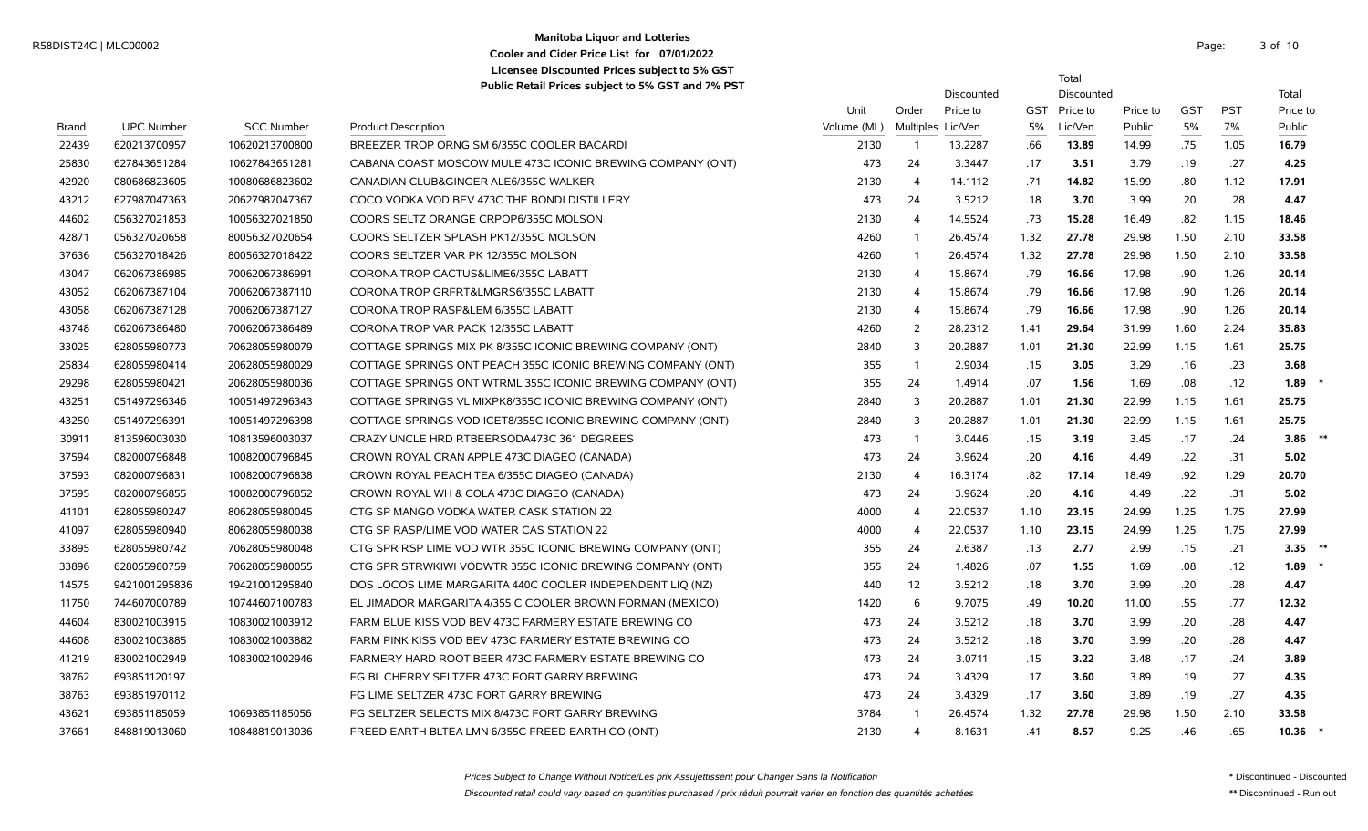**Manitoba Liquor and Lotteries**
**Cooler and Cider Price List for 07/01/2022**
**Licensee Discounted Prices subject to 5% GST**
**Public Retail Prices subject to 5% GST and 7% PST**

| Brand | UPC Number | SCC Number | Product Description | Unit Volume (ML) | Order Multiples | Discounted Price to Lic/Ven | GST 5% | Total Discounted Price to Lic/Ven | Price to Public | GST 5% | PST 7% | Total Price to Public | |
|---|---|---|---|---|---|---|---|---|---|---|---|---|---|
| 22439 | 620213700957 | 10620213700800 | BREEZER TROP ORNG SM 6/355C COOLER BACARDI | 2130 | 1 | 13.2287 | .66 | **13.89** | 14.99 | .75 | 1.05 | **16.79** | |
| 25830 | 627843651284 | 10627843651281 | CABANA COAST MOSCOW MULE 473C ICONIC BREWING COMPANY (ONT) | 473 | 24 | 3.3447 | .17 | **3.51** | 3.79 | .19 | .27 | **4.25** | |
| 42920 | 080686823605 | 10080686823602 | CANADIAN CLUB&GINGER ALE6/355C WALKER | 2130 | 4 | 14.1112 | .71 | **14.82** | 15.99 | .80 | 1.12 | **17.91** | |
| 43212 | 627987047363 | 20627987047367 | COCO VODKA VOD BEV 473C THE BONDI DISTILLERY | 473 | 24 | 3.5212 | .18 | **3.70** | 3.99 | .20 | .28 | **4.47** | |
| 44602 | 056327021853 | 10056327021850 | COORS SELTZ ORANGE CRPOP6/355C MOLSON | 2130 | 4 | 14.5524 | .73 | **15.28** | 16.49 | .82 | 1.15 | **18.46** | |
| 42871 | 056327020658 | 80056327020654 | COORS SELTZER SPLASH PK12/355C MOLSON | 4260 | 1 | 26.4574 | 1.32 | **27.78** | 29.98 | 1.50 | 2.10 | **33.58** | |
| 37636 | 056327018426 | 80056327018422 | COORS SELTZER VAR PK 12/355C MOLSON | 4260 | 1 | 26.4574 | 1.32 | **27.78** | 29.98 | 1.50 | 2.10 | **33.58** | |
| 43047 | 062067386985 | 70062067386991 | CORONA TROP CACTUS&LIME6/355C LABATT | 2130 | 4 | 15.8674 | .79 | **16.66** | 17.98 | .90 | 1.26 | **20.14** | |
| 43052 | 062067387104 | 70062067387110 | CORONA TROP GRFRT&LMGRS6/355C LABATT | 2130 | 4 | 15.8674 | .79 | **16.66** | 17.98 | .90 | 1.26 | **20.14** | |
| 43058 | 062067387128 | 70062067387127 | CORONA TROP RASP&LEM 6/355C LABATT | 2130 | 4 | 15.8674 | .79 | **16.66** | 17.98 | .90 | 1.26 | **20.14** | |
| 43748 | 062067386480 | 70062067386489 | CORONA TROP VAR PACK 12/355C LABATT | 4260 | 2 | 28.2312 | 1.41 | **29.64** | 31.99 | 1.60 | 2.24 | **35.83** | |
| 33025 | 628055980773 | 70628055980079 | COTTAGE SPRINGS MIX PK 8/355C ICONIC BREWING COMPANY (ONT) | 2840 | 3 | 20.2887 | 1.01 | **21.30** | 22.99 | 1.15 | 1.61 | **25.75** | |
| 25834 | 628055980414 | 20628055980029 | COTTAGE SPRINGS ONT PEACH 355C ICONIC BREWING COMPANY (ONT) | 355 | 1 | 2.9034 | .15 | **3.05** | 3.29 | .16 | .23 | **3.68** | |
| 29298 | 628055980421 | 20628055980036 | COTTAGE SPRINGS ONT WTRML 355C ICONIC BREWING COMPANY (ONT) | 355 | 24 | 1.4914 | .07 | **1.56** | 1.69 | .08 | .12 | **1.89** | * |
| 43251 | 051497296346 | 10051497296343 | COTTAGE SPRINGS VL MIXPK8/355C ICONIC BREWING COMPANY (ONT) | 2840 | 3 | 20.2887 | 1.01 | **21.30** | 22.99 | 1.15 | 1.61 | **25.75** | |
| 43250 | 051497296391 | 10051497296398 | COTTAGE SPRINGS VOD ICET8/355C ICONIC BREWING COMPANY (ONT) | 2840 | 3 | 20.2887 | 1.01 | **21.30** | 22.99 | 1.15 | 1.61 | **25.75** | |
| 30911 | 813596003030 | 10813596003037 | CRAZY UNCLE HRD RTBEERSODA473C 361 DEGREES | 473 | 1 | 3.0446 | .15 | **3.19** | 3.45 | .17 | .24 | **3.86** | ** |
| 37594 | 082000796848 | 10082000796845 | CROWN ROYAL CRAN APPLE 473C DIAGEO (CANADA) | 473 | 24 | 3.9624 | .20 | **4.16** | 4.49 | .22 | .31 | **5.02** | |
| 37593 | 082000796831 | 10082000796838 | CROWN ROYAL PEACH TEA 6/355C DIAGEO (CANADA) | 2130 | 4 | 16.3174 | .82 | **17.14** | 18.49 | .92 | 1.29 | **20.70** | |
| 37595 | 082000796855 | 10082000796852 | CROWN ROYAL WH & COLA 473C DIAGEO (CANADA) | 473 | 24 | 3.9624 | .20 | **4.16** | 4.49 | .22 | .31 | **5.02** | |
| 41101 | 628055980247 | 80628055980045 | CTG SP MANGO VODKA WATER CASK STATION 22 | 4000 | 4 | 22.0537 | 1.10 | **23.15** | 24.99 | 1.25 | 1.75 | **27.99** | |
| 41097 | 628055980940 | 80628055980038 | CTG SP RASP/LIME VOD WATER CAS STATION 22 | 4000 | 4 | 22.0537 | 1.10 | **23.15** | 24.99 | 1.25 | 1.75 | **27.99** | |
| 33895 | 628055980742 | 70628055980048 | CTG SPR RSP LIME VOD WTR 355C ICONIC BREWING COMPANY (ONT) | 355 | 24 | 2.6387 | .13 | **2.77** | 2.99 | .15 | .21 | **3.35** | ** |
| 33896 | 628055980759 | 70628055980055 | CTG SPR STRWKIWI VODWTR 355C ICONIC BREWING COMPANY (ONT) | 355 | 24 | 1.4826 | .07 | **1.55** | 1.69 | .08 | .12 | **1.89** | * |
| 14575 | 9421001295836 | 19421001295840 | DOS LOCOS LIME MARGARITA 440C COOLER INDEPENDENT LIQ (NZ) | 440 | 12 | 3.5212 | .18 | **3.70** | 3.99 | .20 | .28 | **4.47** | |
| 11750 | 744607000789 | 10744607100783 | EL JIMADOR MARGARITA 4/355 C COOLER BROWN FORMAN (MEXICO) | 1420 | 6 | 9.7075 | .49 | **10.20** | 11.00 | .55 | .77 | **12.32** | |
| 44604 | 830021003915 | 10830021003912 | FARM BLUE KISS VOD BEV 473C FARMERY ESTATE BREWING CO | 473 | 24 | 3.5212 | .18 | **3.70** | 3.99 | .20 | .28 | **4.47** | |
| 44608 | 830021003885 | 10830021003882 | FARM PINK KISS VOD BEV 473C FARMERY ESTATE BREWING CO | 473 | 24 | 3.5212 | .18 | **3.70** | 3.99 | .20 | .28 | **4.47** | |
| 41219 | 830021002949 | 10830021002946 | FARMERY HARD ROOT BEER 473C FARMERY ESTATE BREWING CO | 473 | 24 | 3.0711 | .15 | **3.22** | 3.48 | .17 | .24 | **3.89** | |
| 38762 | 693851120197 | | FG BL CHERRY SELTZER 473C FORT GARRY BREWING | 473 | 24 | 3.4329 | .17 | **3.60** | 3.89 | .19 | .27 | **4.35** | |
| 38763 | 693851970112 | | FG LIME SELTZER 473C FORT GARRY BREWING | 473 | 24 | 3.4329 | .17 | **3.60** | 3.89 | .19 | .27 | **4.35** | |
| 43621 | 693851185059 | 10693851185056 | FG SELTZER SELECTS MIX 8/473C FORT GARRY BREWING | 3784 | 1 | 26.4574 | 1.32 | **27.78** | 29.98 | 1.50 | 2.10 | **33.58** | |
| 37661 | 848819013060 | 10848819013036 | FREED EARTH BLTEA LMN 6/355C FREED EARTH CO (ONT) | 2130 | 4 | 8.1631 | .41 | **8.57** | 9.25 | .46 | .65 | **10.36** | * |

*Prices Subject to Change Without Notice/Les prix Assujettissent pour Changer Sans la Notification*

*Discounted retail could vary based on quantities purchased / prix réduit pourrait varier en fonction des quantités achetées*

\* Discontinued - Discounted

\** Discontinued - Run out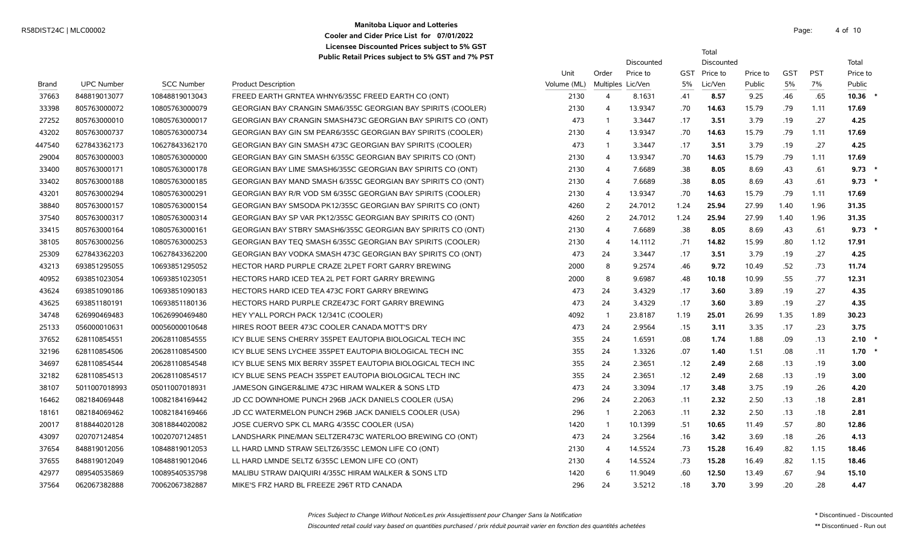# Manitoba Liquor and Lotteries

**Cooler and Cider Price List for 07/01/2022**

**Licensee Discounted Prices subject to 5% GST**

**Public Retail Prices subject to 5% GST and 7% PST**

| Brand | UPC Number | SCC Number | Product Description | Unit Volume (ML) | Order Multiples | Discounted Price to Lic/Ven | GST 5% | Total Discounted Price to Lic/Ven | Price to Public | GST 5% | PST 7% | Total Price to Public | |
|---|---|---|---|---|---|---|---|---|---|---|---|---|---|
| 37663 | 848819013077 | 10848819013043 | FREED EARTH GRNTEA WHNY6/355C FREED EARTH CO (ONT) | 2130 | 4 | 8.1631 | .41 | **8.57** | 9.25 | .46 | .65 | **10.36** | * |
| 33398 | 805763000072 | 10805763000079 | GEORGIAN BAY CRANGIN SMA6/355C GEORGIAN BAY SPIRITS (COOLER) | 2130 | 4 | 13.9347 | .70 | **14.63** | 15.79 | .79 | 1.11 | **17.69** | |
| 27252 | 805763000010 | 10805763000017 | GEORGIAN BAY CRANGIN SMASH473C GEORGIAN BAY SPIRITS CO (ONT) | 473 | 1 | 3.3447 | .17 | **3.51** | 3.79 | .19 | .27 | **4.25** | |
| 43202 | 805763000737 | 10805763000734 | GEORGIAN BAY GIN SM PEAR6/355C GEORGIAN BAY SPIRITS (COOLER) | 2130 | 4 | 13.9347 | .70 | **14.63** | 15.79 | .79 | 1.11 | **17.69** | |
| 447540 | 627843362173 | 10627843362170 | GEORGIAN BAY GIN SMASH 473C GEORGIAN BAY SPIRITS (COOLER) | 473 | 1 | 3.3447 | .17 | **3.51** | 3.79 | .19 | .27 | **4.25** | |
| 29004 | 805763000003 | 10805763000000 | GEORGIAN BAY GIN SMASH 6/355C GEORGIAN BAY SPIRITS CO (ONT) | 2130 | 4 | 13.9347 | .70 | **14.63** | 15.79 | .79 | 1.11 | **17.69** | |
| 33400 | 805763000171 | 10805763000178 | GEORGIAN BAY LIME SMASH6/355C GEORGIAN BAY SPIRITS CO (ONT) | 2130 | 4 | 7.6689 | .38 | **8.05** | 8.69 | .43 | .61 | **9.73** | * |
| 33402 | 805763000188 | 10805763000185 | GEORGIAN BAY MAND SMASH 6/355C GEORGIAN BAY SPIRITS CO (ONT) | 2130 | 4 | 7.6689 | .38 | **8.05** | 8.69 | .43 | .61 | **9.73** | * |
| 43201 | 805763000294 | 10805763000291 | GEORGIAN BAY R/R VOD SM 6/355C GEORGIAN BAY SPIRITS (COOLER) | 2130 | 4 | 13.9347 | .70 | **14.63** | 15.79 | .79 | 1.11 | **17.69** | |
| 38840 | 805763000157 | 10805763000154 | GEORGIAN BAY SMSODA PK12/355C GEORGIAN BAY SPIRITS (COOLER) | 4260 | 2 | 24.7012 | 1.24 | **25.94** | 27.99 | 1.40 | 1.96 | **31.35** | |
| 37540 | 805763000317 | 10805763000314 | GEORGIAN BAY SP VAR PK12/355C GEORGIAN BAY SPIRITS CO (ONT) | 4260 | 2 | 24.7012 | 1.24 | **25.94** | 27.99 | 1.40 | 1.96 | **31.35** | |
| 33415 | 805763000164 | 10805763000161 | GEORGIAN BAY STBRY SMASH6/355C GEORGIAN BAY SPIRITS CO (ONT) | 2130 | 4 | 7.6689 | .38 | **8.05** | 8.69 | .43 | .61 | **9.73** | * |
| 38105 | 805763000256 | 10805763000253 | GEORGIAN BAY TEQ SMASH 6/355C GEORGIAN BAY SPIRITS (COOLER) | 2130 | 4 | 14.1112 | .71 | **14.82** | 15.99 | .80 | 1.12 | **17.91** | |
| 25309 | 627843362203 | 10627843362200 | GEORGIAN BAY VODKA SMASH 473C GEORGIAN BAY SPIRITS CO (ONT) | 473 | 24 | 3.3447 | .17 | **3.51** | 3.79 | .19 | .27 | **4.25** | |
| 43213 | 693851295055 | 10693851295052 | HECTOR HARD PURPLE CRAZE 2LPET FORT GARRY BREWING | 2000 | 8 | 9.2574 | .46 | **9.72** | 10.49 | .52 | .73 | **11.74** | |
| 40952 | 693851023054 | 10693851023051 | HECTORS HARD ICED TEA 2L PET FORT GARRY BREWING | 2000 | 8 | 9.6987 | .48 | **10.18** | 10.99 | .55 | .77 | **12.31** | |
| 43624 | 693851090186 | 10693851090183 | HECTORS HARD ICED TEA 473C FORT GARRY BREWING | 473 | 24 | 3.4329 | .17 | **3.60** | 3.89 | .19 | .27 | **4.35** | |
| 43625 | 693851180191 | 10693851180136 | HECTORS HARD PURPLE CRZE473C FORT GARRY BREWING | 473 | 24 | 3.4329 | .17 | **3.60** | 3.89 | .19 | .27 | **4.35** | |
| 34748 | 626990469483 | 10626990469480 | HEY Y'ALL PORCH PACK 12/341C (COOLER) | 4092 | 1 | 23.8187 | 1.19 | **25.01** | 26.99 | 1.35 | 1.89 | **30.23** | |
| 25133 | 056000010631 | 00056000010648 | HIRES ROOT BEER 473C COOLER CANADA MOTT'S DRY | 473 | 24 | 2.9564 | .15 | **3.11** | 3.35 | .17 | .23 | **3.75** | |
| 37652 | 628110854551 | 20628110854555 | ICY BLUE SENS CHERRY 355PET EAUTOPIA BIOLOGICAL TECH INC | 355 | 24 | 1.6591 | .08 | **1.74** | 1.88 | .09 | .13 | **2.10** | * |
| 32196 | 628110854506 | 20628110854500 | ICY BLUE SENS LYCHEE 355PET EAUTOPIA BIOLOGICAL TECH INC | 355 | 24 | 1.3326 | .07 | **1.40** | 1.51 | .08 | .11 | **1.70** | * |
| 34697 | 628110854544 | 20628110854548 | ICY BLUE SENS MIX BERRY 355PET EAUTOPIA BIOLOGICAL TECH INC | 355 | 24 | 2.3651 | .12 | **2.49** | 2.68 | .13 | .19 | **3.00** | |
| 32182 | 628110854513 | 20628110854517 | ICY BLUE SENS PEACH 355PET EAUTOPIA BIOLOGICAL TECH INC | 355 | 24 | 2.3651 | .12 | **2.49** | 2.68 | .13 | .19 | **3.00** | |
| 38107 | 5011007018993 | 05011007018931 | JAMESON GINGER&LIME 473C HIRAM WALKER & SONS LTD | 473 | 24 | 3.3094 | .17 | **3.48** | 3.75 | .19 | .26 | **4.20** | |
| 16462 | 082184069448 | 10082184169442 | JD CC DOWNHOME PUNCH 296B JACK DANIELS COOLER (USA) | 296 | 24 | 2.2063 | .11 | **2.32** | 2.50 | .13 | .18 | **2.81** | |
| 18161 | 082184069462 | 10082184169466 | JD CC WATERMELON PUNCH 296B JACK DANIELS COOLER (USA) | 296 | 1 | 2.2063 | .11 | **2.32** | 2.50 | .13 | .18 | **2.81** | |
| 20017 | 818844020128 | 30818844020082 | JOSE CUERVO SPK CL MARG 4/355C COOLER (USA) | 1420 | 1 | 10.1399 | .51 | **10.65** | 11.49 | .57 | .80 | **12.86** | |
| 43097 | 020707124854 | 10020707124851 | LANDSHARK PINE/MAN SELTZER473C WATERLOO BREWING CO (ONT) | 473 | 24 | 3.2564 | .16 | **3.42** | 3.69 | .18 | .26 | **4.13** | |
| 37654 | 848819012056 | 10848819012053 | LL HARD LMND STRAW SELTZ6/355C LEMON LIFE CO (ONT) | 2130 | 4 | 14.5524 | .73 | **15.28** | 16.49 | .82 | 1.15 | **18.46** | |
| 37655 | 848819012049 | 10848819012046 | LL HARD LMNDE SELTZ 6/355C LEMON LIFE CO (ONT) | 2130 | 4 | 14.5524 | .73 | **15.28** | 16.49 | .82 | 1.15 | **18.46** | |
| 42977 | 089540535869 | 10089540535798 | MALIBU STRAW DAIQUIRI 4/355C HIRAM WALKER & SONS LTD | 1420 | 6 | 11.9049 | .60 | **12.50** | 13.49 | .67 | .94 | **15.10** | |
| 37564 | 062067382888 | 70062067382887 | MIKE'S FRZ HARD BL FREEZE 296T RTD CANADA | 296 | 24 | 3.5212 | .18 | **3.70** | 3.99 | .20 | .28 | **4.47** | |

*Prices Subject to Change Without Notice/Les prix Assujettissent pour Changer Sans la Notification*

*Discounted retail could vary based on quantities purchased / prix réduit pourrait varier en fonction des quantités achetées*

\* Discontinued - Discounted

\*\* Discontinued - Run out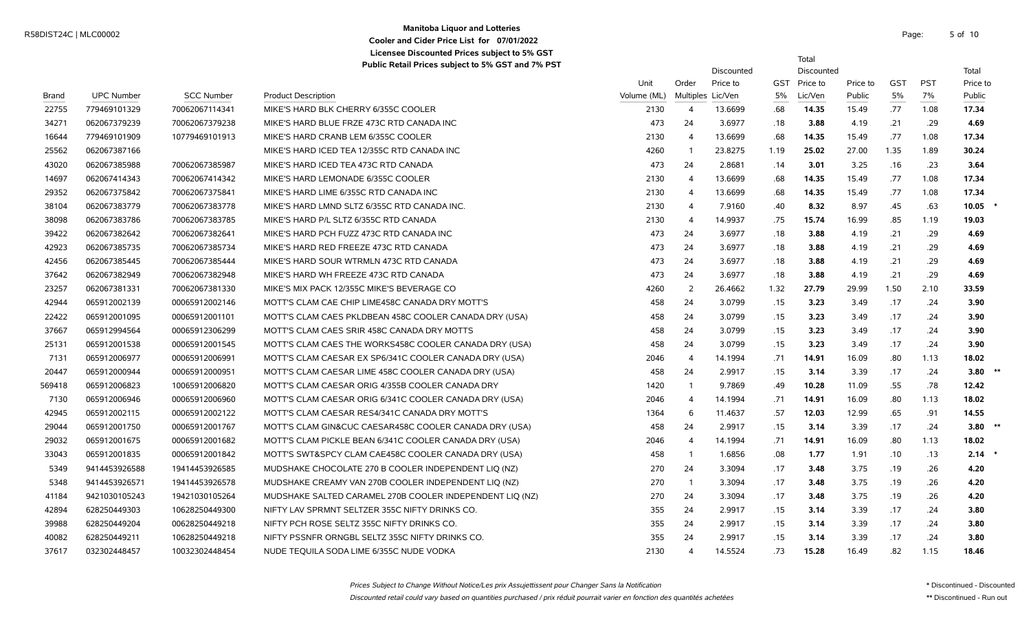**Manitoba Liquor and Lotteries**
**Cooler and Cider Price List for 07/01/2022**
**Licensee Discounted Prices subject to 5% GST**
**Public Retail Prices subject to 5% GST and 7% PST**

R58DIST24C | MLC00002

| Brand | UPC Number | SCC Number | Product Description | Unit Volume (ML) | Order Multiples | Discounted Price to Lic/Ven | GST 5% | Total Discounted Price to Lic/Ven | Price to Public | GST 5% | PST 7% | Total Price to Public | |
|---|---|---|---|---|---|---|---|---|---|---|---|---|---|
| 22755 | 779469101329 | 70062067114341 | MIKE'S HARD BLK CHERRY 6/355C COOLER | 2130 | 4 | 13.6699 | .68 | **14.35** | 15.49 | .77 | 1.08 | **17.34** | |
| 34271 | 062067379239 | 70062067379238 | MIKE'S HARD BLUE FRZE 473C RTD CANADA INC | 473 | 24 | 3.6977 | .18 | **3.88** | 4.19 | .21 | .29 | **4.69** | |
| 16644 | 779469101909 | 10779469101913 | MIKE'S HARD CRANB LEM 6/355C COOLER | 2130 | 4 | 13.6699 | .68 | **14.35** | 15.49 | .77 | 1.08 | **17.34** | |
| 25562 | 062067387166 | | MIKE'S HARD ICED TEA 12/355C RTD CANADA INC | 4260 | 1 | 23.8275 | 1.19 | **25.02** | 27.00 | 1.35 | 1.89 | **30.24** | |
| 43020 | 062067385988 | 70062067385987 | MIKE'S HARD ICED TEA 473C RTD CANADA | 473 | 24 | 2.8681 | .14 | **3.01** | 3.25 | .16 | .23 | **3.64** | |
| 14697 | 062067414343 | 70062067414342 | MIKE'S HARD LEMONADE 6/355C COOLER | 2130 | 4 | 13.6699 | .68 | **14.35** | 15.49 | .77 | 1.08 | **17.34** | |
| 29352 | 062067375842 | 70062067375841 | MIKE'S HARD LIME 6/355C RTD CANADA INC | 2130 | 4 | 13.6699 | .68 | **14.35** | 15.49 | .77 | 1.08 | **17.34** | |
| 38104 | 062067383779 | 70062067383778 | MIKE'S HARD LMND SLTZ 6/355C RTD CANADA INC. | 2130 | 4 | 7.9160 | .40 | **8.32** | 8.97 | .45 | .63 | **10.05** | * |
| 38098 | 062067383786 | 70062067383785 | MIKE'S HARD P/L SLTZ 6/355C RTD CANADA | 2130 | 4 | 14.9937 | .75 | **15.74** | 16.99 | .85 | 1.19 | **19.03** | |
| 39422 | 062067382642 | 70062067382641 | MIKE'S HARD PCH FUZZ 473C RTD CANADA INC | 473 | 24 | 3.6977 | .18 | **3.88** | 4.19 | .21 | .29 | **4.69** | |
| 42923 | 062067385735 | 70062067385734 | MIKE'S HARD RED FREEZE 473C RTD CANADA | 473 | 24 | 3.6977 | .18 | **3.88** | 4.19 | .21 | .29 | **4.69** | |
| 42456 | 062067385445 | 70062067385444 | MIKE'S HARD SOUR WTRMLN 473C RTD CANADA | 473 | 24 | 3.6977 | .18 | **3.88** | 4.19 | .21 | .29 | **4.69** | |
| 37642 | 062067382949 | 70062067382948 | MIKE'S HARD WH FREEZE 473C RTD CANADA | 473 | 24 | 3.6977 | .18 | **3.88** | 4.19 | .21 | .29 | **4.69** | |
| 23257 | 062067381331 | 70062067381330 | MIKE'S MIX PACK 12/355C MIKE'S BEVERAGE CO | 4260 | 2 | 26.4662 | 1.32 | **27.79** | 29.99 | 1.50 | 2.10 | **33.59** | |
| 42944 | 065912002139 | 00065912002146 | MOTT'S CLAM CAE CHIP LIME458C CANADA DRY MOTT'S | 458 | 24 | 3.0799 | .15 | **3.23** | 3.49 | .17 | .24 | **3.90** | |
| 22422 | 065912001095 | 00065912001101 | MOTT'S CLAM CAES PKLDBEAN 458C COOLER CANADA DRY (USA) | 458 | 24 | 3.0799 | .15 | **3.23** | 3.49 | .17 | .24 | **3.90** | |
| 37667 | 065912994564 | 00065912306299 | MOTT'S CLAM CAES SRIR 458C CANADA DRY MOTTS | 458 | 24 | 3.0799 | .15 | **3.23** | 3.49 | .17 | .24 | **3.90** | |
| 25131 | 065912001538 | 00065912001545 | MOTT'S CLAM CAES THE WORKS458C COOLER CANADA DRY (USA) | 458 | 24 | 3.0799 | .15 | **3.23** | 3.49 | .17 | .24 | **3.90** | |
| 7131 | 065912006977 | 00065912006991 | MOTT'S CLAM CAESAR EX SP6/341C COOLER CANADA DRY (USA) | 2046 | 4 | 14.1994 | .71 | **14.91** | 16.09 | .80 | 1.13 | **18.02** | |
| 20447 | 065912000944 | 00065912000951 | MOTT'S CLAM CAESAR LIME 458C COOLER CANADA DRY (USA) | 458 | 24 | 2.9917 | .15 | **3.14** | 3.39 | .17 | .24 | **3.80** | ** |
| 569418 | 065912006823 | 10065912006820 | MOTT'S CLAM CAESAR ORIG 4/355B COOLER CANADA DRY | 1420 | 1 | 9.7869 | .49 | **10.28** | 11.09 | .55 | .78 | **12.42** | |
| 7130 | 065912006946 | 00065912006960 | MOTT'S CLAM CAESAR ORIG 6/341C COOLER CANADA DRY (USA) | 2046 | 4 | 14.1994 | .71 | **14.91** | 16.09 | .80 | 1.13 | **18.02** | |
| 42945 | 065912002115 | 00065912002122 | MOTT'S CLAM CAESAR RES4/341C CANADA DRY MOTT'S | 1364 | 6 | 11.4637 | .57 | **12.03** | 12.99 | .65 | .91 | **14.55** | |
| 29044 | 065912001750 | 00065912001767 | MOTT'S CLAM GIN&CUC CAESAR458C COOLER CANADA DRY (USA) | 458 | 24 | 2.9917 | .15 | **3.14** | 3.39 | .17 | .24 | **3.80** | ** |
| 29032 | 065912001675 | 00065912001682 | MOTT'S CLAM PICKLE BEAN 6/341C COOLER CANADA DRY (USA) | 2046 | 4 | 14.1994 | .71 | **14.91** | 16.09 | .80 | 1.13 | **18.02** | |
| 33043 | 065912001835 | 00065912001842 | MOTT'S SWT&SPCY CLAM CAE458C COOLER CANADA DRY (USA) | 458 | 1 | 1.6856 | .08 | **1.77** | 1.91 | .10 | .13 | **2.14** | * |
| 5349 | 9414453926588 | 19414453926585 | MUDSHAKE CHOCOLATE 270 B COOLER INDEPENDENT LIQ (NZ) | 270 | 24 | 3.3094 | .17 | **3.48** | 3.75 | .19 | .26 | **4.20** | |
| 5348 | 9414453926571 | 19414453926578 | MUDSHAKE CREAMY VAN 270B COOLER INDEPENDENT LIQ (NZ) | 270 | 1 | 3.3094 | .17 | **3.48** | 3.75 | .19 | .26 | **4.20** | |
| 41184 | 9421030105243 | 19421030105264 | MUDSHAKE SALTED CARAMEL 270B COOLER INDEPENDENT LIQ (NZ) | 270 | 24 | 3.3094 | .17 | **3.48** | 3.75 | .19 | .26 | **4.20** | |
| 42894 | 628250449303 | 10628250449300 | NIFTY LAV SPRMNT SELTZER 355C NIFTY DRINKS CO. | 355 | 24 | 2.9917 | .15 | **3.14** | 3.39 | .17 | .24 | **3.80** | |
| 39988 | 628250449204 | 00628250449218 | NIFTY PCH ROSE SELTZ 355C NIFTY DRINKS CO. | 355 | 24 | 2.9917 | .15 | **3.14** | 3.39 | .17 | .24 | **3.80** | |
| 40082 | 628250449211 | 10628250449218 | NIFTY PSSNFR ORNGBL SELTZ 355C NIFTY DRINKS CO. | 355 | 24 | 2.9917 | .15 | **3.14** | 3.39 | .17 | .24 | **3.80** | |
| 37617 | 032302448457 | 10032302448454 | NUDE TEQUILA SODA LIME 6/355C NUDE VODKA | 2130 | 4 | 14.5524 | .73 | **15.28** | 16.49 | .82 | 1.15 | **18.46** | |

*Prices Subject to Change Without Notice/Les prix Assujettissent pour Changer Sans la Notification*

*Discounted retail could vary based on quantities purchased / prix réduit pourrait varier en fonction des quantités achetées*

\* Discontinued - Discounted

\*\* Discontinued - Run out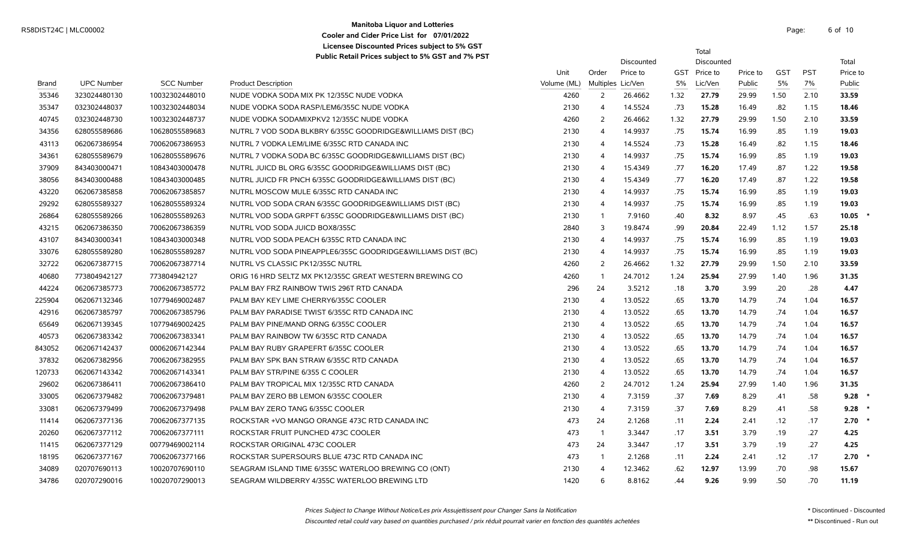R58DIST24C | MLC00002

**Manitoba Liquor and Lotteries**
**Cooler and Cider Price List for 07/01/2022**
**Licensee Discounted Prices subject to 5% GST**
**Public Retail Prices subject to 5% GST and 7% PST**

| Brand | UPC Number | SCC Number | Product Description | Unit Volume (ML) | Order Multiples | Discounted Price to Lic/Ven | GST 5% | Total Discounted Price to Lic/Ven | Price to Public | GST 5% | PST 7% | Total Price to Public | |
|---|---|---|---|---|---|---|---|---|---|---|---|---|---|
| 35346 | 323024480130 | 10032302448010 | NUDE VODKA SODA MIX PK 12/355C NUDE VODKA | 4260 | 2 | 26.4662 | 1.32 | **27.79** | 29.99 | 1.50 | 2.10 | **33.59** | |
| 35347 | 032302448037 | 10032302448034 | NUDE VODKA SODA RASP/LEM6/355C NUDE VODKA | 2130 | 4 | 14.5524 | .73 | **15.28** | 16.49 | .82 | 1.15 | **18.46** | |
| 40745 | 032302448730 | 10032302448737 | NUDE VODKA SODAMIXPKV2 12/355C NUDE VODKA | 4260 | 2 | 26.4662 | 1.32 | **27.79** | 29.99 | 1.50 | 2.10 | **33.59** | |
| 34356 | 628055589686 | 10628055589683 | NUTRL 7 VOD SODA BLKBRY 6/355C GOODRIDGE&WILLIAMS DIST (BC) | 2130 | 4 | 14.9937 | .75 | **15.74** | 16.99 | .85 | 1.19 | **19.03** | |
| 43113 | 062067386954 | 70062067386953 | NUTRL 7 VODKA LEM/LIME 6/355C RTD CANADA INC | 2130 | 4 | 14.5524 | .73 | **15.28** | 16.49 | .82 | 1.15 | **18.46** | |
| 34361 | 628055589679 | 10628055589676 | NUTRL 7 VODKA SODA BC 6/355C GOODRIDGE&WILLIAMS DIST (BC) | 2130 | 4 | 14.9937 | .75 | **15.74** | 16.99 | .85 | 1.19 | **19.03** | |
| 37909 | 843403000471 | 10843403000478 | NUTRL JUICD BL ORG 6/355C GOODRIDGE&WILLIAMS DIST (BC) | 2130 | 4 | 15.4349 | .77 | **16.20** | 17.49 | .87 | 1.22 | **19.58** | |
| 38056 | 843403000488 | 10843403000485 | NUTRL JUICD FR PNCH 6/355C GOODRIDGE&WILLIAMS DIST (BC) | 2130 | 4 | 15.4349 | .77 | **16.20** | 17.49 | .87 | 1.22 | **19.58** | |
| 43220 | 062067385858 | 70062067385857 | NUTRL MOSCOW MULE 6/355C RTD CANADA INC | 2130 | 4 | 14.9937 | .75 | **15.74** | 16.99 | .85 | 1.19 | **19.03** | |
| 29292 | 628055589327 | 10628055589324 | NUTRL VOD SODA CRAN 6/355C GOODRIDGE&WILLIAMS DIST (BC) | 2130 | 4 | 14.9937 | .75 | **15.74** | 16.99 | .85 | 1.19 | **19.03** | |
| 26864 | 628055589266 | 10628055589263 | NUTRL VOD SODA GRPFT 6/355C GOODRIDGE&WILLIAMS DIST (BC) | 2130 | 1 | 7.9160 | .40 | **8.32** | 8.97 | .45 | .63 | **10.05** | * |
| 43215 | 062067386350 | 70062067386359 | NUTRL VOD SODA JUICD BOX8/355C | 2840 | 3 | 19.8474 | .99 | **20.84** | 22.49 | 1.12 | 1.57 | **25.18** | |
| 43107 | 843403000341 | 10843403000348 | NUTRL VOD SODA PEACH 6/355C RTD CANADA INC | 2130 | 4 | 14.9937 | .75 | **15.74** | 16.99 | .85 | 1.19 | **19.03** | |
| 33076 | 628055589280 | 10628055589287 | NUTRL VOD SODA PINEAPPLE6/355C GOODRIDGE&WILLIAMS DIST (BC) | 2130 | 4 | 14.9937 | .75 | **15.74** | 16.99 | .85 | 1.19 | **19.03** | |
| 32722 | 062067387715 | 70062067387714 | NUTRL VS CLASSIC PK12/355C NUTRL | 4260 | 2 | 26.4662 | 1.32 | **27.79** | 29.99 | 1.50 | 2.10 | **33.59** | |
| 40680 | 773804942127 | 773804942127 | ORIG 16 HRD SELTZ MX PK12/355C GREAT WESTERN BREWING CO | 4260 | 1 | 24.7012 | 1.24 | **25.94** | 27.99 | 1.40 | 1.96 | **31.35** | |
| 44224 | 062067385773 | 70062067385772 | PALM BAY FRZ RAINBOW TWIS 296T RTD CANADA | 296 | 24 | 3.5212 | .18 | **3.70** | 3.99 | .20 | .28 | **4.47** | |
| 225904 | 062067132346 | 10779469002487 | PALM BAY KEY LIME CHERRY6/355C COOLER | 2130 | 4 | 13.0522 | .65 | **13.70** | 14.79 | .74 | 1.04 | **16.57** | |
| 42916 | 062067385797 | 70062067385796 | PALM BAY PARADISE TWIST 6/355C RTD CANADA INC | 2130 | 4 | 13.0522 | .65 | **13.70** | 14.79 | .74 | 1.04 | **16.57** | |
| 65649 | 062067139345 | 10779469002425 | PALM BAY PINE/MAND ORNG 6/355C COOLER | 2130 | 4 | 13.0522 | .65 | **13.70** | 14.79 | .74 | 1.04 | **16.57** | |
| 40573 | 062067383342 | 70062067383341 | PALM BAY RAINBOW TW 6/355C RTD CANADA | 2130 | 4 | 13.0522 | .65 | **13.70** | 14.79 | .74 | 1.04 | **16.57** | |
| 843052 | 062067142437 | 00062067142344 | PALM BAY RUBY GRAPEFRT 6/355C COOLER | 2130 | 4 | 13.0522 | .65 | **13.70** | 14.79 | .74 | 1.04 | **16.57** | |
| 37832 | 062067382956 | 70062067382955 | PALM BAY SPK BAN STRAW 6/355C RTD CANADA | 2130 | 4 | 13.0522 | .65 | **13.70** | 14.79 | .74 | 1.04 | **16.57** | |
| 120733 | 062067143342 | 70062067143341 | PALM BAY STR/PINE 6/355 C COOLER | 2130 | 4 | 13.0522 | .65 | **13.70** | 14.79 | .74 | 1.04 | **16.57** | |
| 29602 | 062067386411 | 70062067386410 | PALM BAY TROPICAL MIX 12/355C RTD CANADA | 4260 | 2 | 24.7012 | 1.24 | **25.94** | 27.99 | 1.40 | 1.96 | **31.35** | |
| 33005 | 062067379482 | 70062067379481 | PALM BAY ZERO BB LEMON 6/355C COOLER | 2130 | 4 | 7.3159 | .37 | **7.69** | 8.29 | .41 | .58 | **9.28** | * |
| 33081 | 062067379499 | 70062067379498 | PALM BAY ZERO TANG 6/355C COOLER | 2130 | 4 | 7.3159 | .37 | **7.69** | 8.29 | .41 | .58 | **9.28** | * |
| 11414 | 062067377136 | 70062067377135 | ROCKSTAR +VO MANGO ORANGE 473C RTD CANADA INC | 473 | 24 | 2.1268 | .11 | **2.24** | 2.41 | .12 | .17 | **2.70** | * |
| 20260 | 062067377112 | 70062067377111 | ROCKSTAR FRUIT PUNCHED 473C COOLER | 473 | 1 | 3.3447 | .17 | **3.51** | 3.79 | .19 | .27 | **4.25** | |
| 11415 | 062067377129 | 00779469002114 | ROCKSTAR ORIGINAL 473C COOLER | 473 | 24 | 3.3447 | .17 | **3.51** | 3.79 | .19 | .27 | **4.25** | |
| 18195 | 062067377167 | 70062067377166 | ROCKSTAR SUPERSOURS BLUE 473C RTD CANADA INC | 473 | 1 | 2.1268 | .11 | **2.24** | 2.41 | .12 | .17 | **2.70** | * |
| 34089 | 020707690113 | 10020707690110 | SEAGRAM ISLAND TIME 6/355C WATERLOO BREWING CO (ONT) | 2130 | 4 | 12.3462 | .62 | **12.97** | 13.99 | .70 | .98 | **15.67** | |
| 34786 | 020707290016 | 10020707290013 | SEAGRAM WILDBERRY 4/355C WATERLOO BREWING LTD | 1420 | 6 | 8.8162 | .44 | **9.26** | 9.99 | .50 | .70 | **11.19** | |

*Prices Subject to Change Without Notice/Les prix Assujettissent pour Changer Sans la Notification*

*Discounted retail could vary based on quantities purchased / prix réduit pourrait varier en fonction des quantités achetées*

\* Discontinued - Discounted

\*\* Discontinued - Run out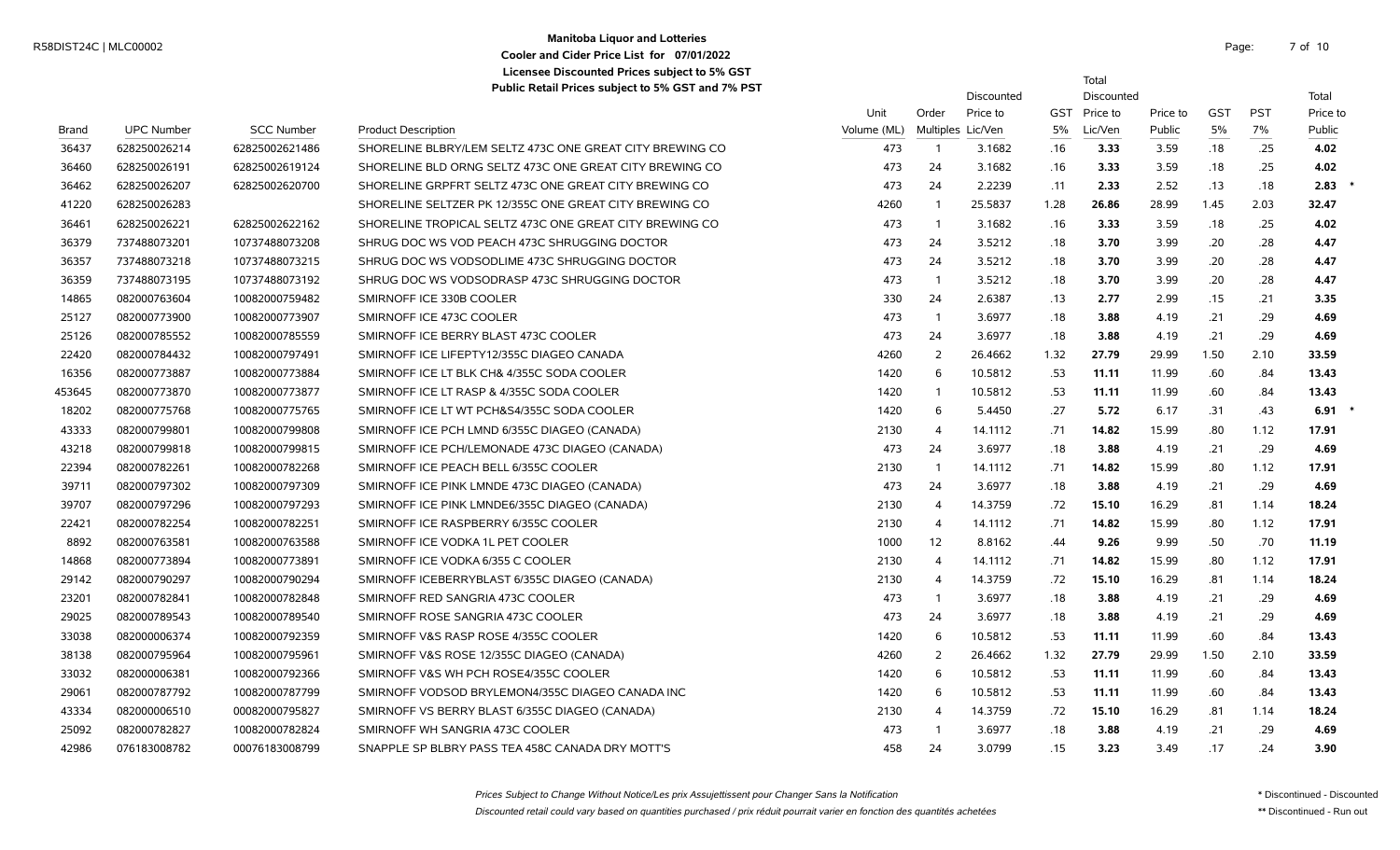R58DIST24C | MLC00002

**Manitoba Liquor and Lotteries**
**Cooler and Cider Price List for 07/01/2022**
**Licensee Discounted Prices subject to 5% GST**
**Public Retail Prices subject to 5% GST and 7% PST**

| Brand | UPC Number | SCC Number | Product Description | Unit Volume (ML) | Order Multiples | Discounted Price to Lic/Ven | GST 5% | Total Discounted Price to Lic/Ven | Price to Public | GST 5% | PST 7% | Total Price to Public | |
|---|---|---|---|---|---|---|---|---|---|---|---|---|---|
| 36437 | 628250026214 | 62825002621486 | SHORELINE BLBRY/LEM SELTZ 473C ONE GREAT CITY BREWING CO | 473 | 1 | 3.1682 | .16 | **3.33** | 3.59 | .18 | .25 | **4.02** | |
| 36460 | 628250026191 | 62825002619124 | SHORELINE BLD ORNG SELTZ 473C ONE GREAT CITY BREWING CO | 473 | 24 | 3.1682 | .16 | **3.33** | 3.59 | .18 | .25 | **4.02** | |
| 36462 | 628250026207 | 62825002620700 | SHORELINE GRPFRT SELTZ 473C ONE GREAT CITY BREWING CO | 473 | 24 | 2.2239 | .11 | **2.33** | 2.52 | .13 | .18 | **2.83** | * |
| 41220 | 628250026283 | | SHORELINE SELTZER PK 12/355C ONE GREAT CITY BREWING CO | 4260 | 1 | 25.5837 | 1.28 | **26.86** | 28.99 | 1.45 | 2.03 | **32.47** | |
| 36461 | 628250026221 | 62825002622162 | SHORELINE TROPICAL SELTZ 473C ONE GREAT CITY BREWING CO | 473 | 1 | 3.1682 | .16 | **3.33** | 3.59 | .18 | .25 | **4.02** | |
| 36379 | 737488073201 | 10737488073208 | SHRUG DOC WS VOD PEACH 473C SHRUGGING DOCTOR | 473 | 24 | 3.5212 | .18 | **3.70** | 3.99 | .20 | .28 | **4.47** | |
| 36357 | 737488073218 | 10737488073215 | SHRUG DOC WS VODSODLIME 473C SHRUGGING DOCTOR | 473 | 24 | 3.5212 | .18 | **3.70** | 3.99 | .20 | .28 | **4.47** | |
| 36359 | 737488073195 | 10737488073192 | SHRUG DOC WS VODSODRASP 473C SHRUGGING DOCTOR | 473 | 1 | 3.5212 | .18 | **3.70** | 3.99 | .20 | .28 | **4.47** | |
| 14865 | 082000763604 | 10082000759482 | SMIRNOFF ICE 330B COOLER | 330 | 24 | 2.6387 | .13 | **2.77** | 2.99 | .15 | .21 | **3.35** | |
| 25127 | 082000773900 | 10082000773907 | SMIRNOFF ICE 473C COOLER | 473 | 1 | 3.6977 | .18 | **3.88** | 4.19 | .21 | .29 | **4.69** | |
| 25126 | 082000785552 | 10082000785559 | SMIRNOFF ICE BERRY BLAST 473C COOLER | 473 | 24 | 3.6977 | .18 | **3.88** | 4.19 | .21 | .29 | **4.69** | |
| 22420 | 082000784432 | 10082000797491 | SMIRNOFF ICE LIFEPTY12/355C DIAGEO CANADA | 4260 | 2 | 26.4662 | 1.32 | **27.79** | 29.99 | 1.50 | 2.10 | **33.59** | |
| 16356 | 082000773887 | 10082000773884 | SMIRNOFF ICE LT BLK CH& 4/355C SODA COOLER | 1420 | 6 | 10.5812 | .53 | **11.11** | 11.99 | .60 | .84 | **13.43** | |
| 453645 | 082000773870 | 10082000773877 | SMIRNOFF ICE LT RASP & 4/355C SODA COOLER | 1420 | 1 | 10.5812 | .53 | **11.11** | 11.99 | .60 | .84 | **13.43** | |
| 18202 | 082000775768 | 10082000775765 | SMIRNOFF ICE LT WT PCH&S4/355C SODA COOLER | 1420 | 6 | 5.4450 | .27 | **5.72** | 6.17 | .31 | .43 | **6.91** | * |
| 43333 | 082000799801 | 10082000799808 | SMIRNOFF ICE PCH LMND 6/355C DIAGEO (CANADA) | 2130 | 4 | 14.1112 | .71 | **14.82** | 15.99 | .80 | 1.12 | **17.91** | |
| 43218 | 082000799818 | 10082000799815 | SMIRNOFF ICE PCH/LEMONADE 473C DIAGEO (CANADA) | 473 | 24 | 3.6977 | .18 | **3.88** | 4.19 | .21 | .29 | **4.69** | |
| 22394 | 082000782261 | 10082000782268 | SMIRNOFF ICE PEACH BELL 6/355C COOLER | 2130 | 1 | 14.1112 | .71 | **14.82** | 15.99 | .80 | 1.12 | **17.91** | |
| 39711 | 082000797302 | 10082000797309 | SMIRNOFF ICE PINK LMNDE 473C DIAGEO (CANADA) | 473 | 24 | 3.6977 | .18 | **3.88** | 4.19 | .21 | .29 | **4.69** | |
| 39707 | 082000797296 | 10082000797293 | SMIRNOFF ICE PINK LMNDE6/355C DIAGEO (CANADA) | 2130 | 4 | 14.3759 | .72 | **15.10** | 16.29 | .81 | 1.14 | **18.24** | |
| 22421 | 082000782254 | 10082000782251 | SMIRNOFF ICE RASPBERRY 6/355C COOLER | 2130 | 4 | 14.1112 | .71 | **14.82** | 15.99 | .80 | 1.12 | **17.91** | |
| 8892 | 082000763581 | 10082000763588 | SMIRNOFF ICE VODKA 1L PET COOLER | 1000 | 12 | 8.8162 | .44 | **9.26** | 9.99 | .50 | .70 | **11.19** | |
| 14868 | 082000773894 | 10082000773891 | SMIRNOFF ICE VODKA 6/355 C COOLER | 2130 | 4 | 14.1112 | .71 | **14.82** | 15.99 | .80 | 1.12 | **17.91** | |
| 29142 | 082000790297 | 10082000790294 | SMIRNOFF ICEBERRYBLAST 6/355C DIAGEO (CANADA) | 2130 | 4 | 14.3759 | .72 | **15.10** | 16.29 | .81 | 1.14 | **18.24** | |
| 23201 | 082000782841 | 10082000782848 | SMIRNOFF RED SANGRIA 473C COOLER | 473 | 1 | 3.6977 | .18 | **3.88** | 4.19 | .21 | .29 | **4.69** | |
| 29025 | 082000789543 | 10082000789540 | SMIRNOFF ROSE SANGRIA 473C COOLER | 473 | 24 | 3.6977 | .18 | **3.88** | 4.19 | .21 | .29 | **4.69** | |
| 33038 | 082000006374 | 10082000792359 | SMIRNOFF V&S RASP ROSE 4/355C COOLER | 1420 | 6 | 10.5812 | .53 | **11.11** | 11.99 | .60 | .84 | **13.43** | |
| 38138 | 082000795964 | 10082000795961 | SMIRNOFF V&S ROSE 12/355C DIAGEO (CANADA) | 4260 | 2 | 26.4662 | 1.32 | **27.79** | 29.99 | 1.50 | 2.10 | **33.59** | |
| 33032 | 082000006381 | 10082000792366 | SMIRNOFF V&S WH PCH ROSE4/355C COOLER | 1420 | 6 | 10.5812 | .53 | **11.11** | 11.99 | .60 | .84 | **13.43** | |
| 29061 | 082000787792 | 10082000787799 | SMIRNOFF VODSOD BRYLEMON4/355C DIAGEO CANADA INC | 1420 | 6 | 10.5812 | .53 | **11.11** | 11.99 | .60 | .84 | **13.43** | |
| 43334 | 082000006510 | 00082000795827 | SMIRNOFF VS BERRY BLAST 6/355C DIAGEO (CANADA) | 2130 | 4 | 14.3759 | .72 | **15.10** | 16.29 | .81 | 1.14 | **18.24** | |
| 25092 | 082000782827 | 10082000782824 | SMIRNOFF WH SANGRIA 473C COOLER | 473 | 1 | 3.6977 | .18 | **3.88** | 4.19 | .21 | .29 | **4.69** | |
| 42986 | 076183008782 | 00076183008799 | SNAPPLE SP BLBRY PASS TEA 458C CANADA DRY MOTT'S | 458 | 24 | 3.0799 | .15 | **3.23** | 3.49 | .17 | .24 | **3.90** | |

*Prices Subject to Change Without Notice/Les prix Assujettissent pour Changer Sans la Notification*

*Discounted retail could vary based on quantities purchased / prix réduit pourrait varier en fonction des quantités achetées*

\* Discontinued - Discounted

\*\* Discontinued - Run out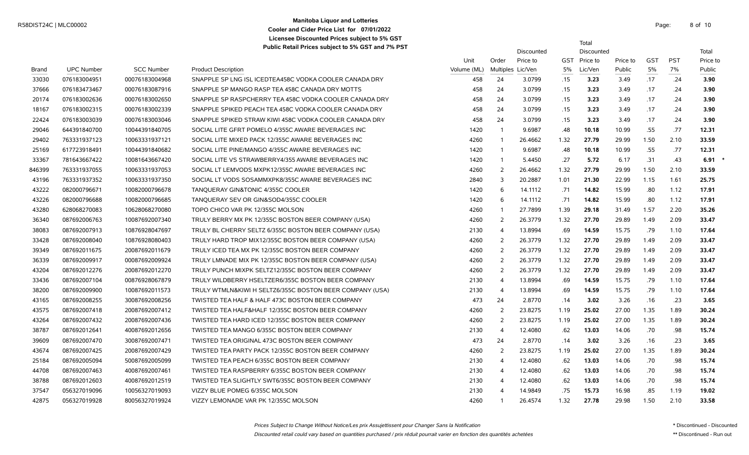**Manitoba Liquor and Lotteries**
**Cooler and Cider Price List for 07/01/2022**
**Licensee Discounted Prices subject to 5% GST**
**Public Retail Prices subject to 5% GST and 7% PST**

R58DIST24C | MLC00002

| Brand | UPC Number | SCC Number | Product Description | Unit Volume (ML) | Order Multiples | Discounted Price to Lic/Ven | GST 5% | Total Discounted Price to Lic/Ven | Price to Public | GST 5% | PST 7% | Total Price to Public |
|---|---|---|---|---|---|---|---|---|---|---|---|---|
| 33030 | 076183004951 | 00076183004968 | SNAPPLE SP LNG ISL ICEDTEA458C VODKA COOLER CANADA DRY | 458 | 24 | 3.0799 | .15 | **3.23** | 3.49 | .17 | .24 | **3.90** |
| 37666 | 076183473467 | 00076183087916 | SNAPPLE SP MANGO RASP TEA 458C CANADA DRY MOTTS | 458 | 24 | 3.0799 | .15 | **3.23** | 3.49 | .17 | .24 | **3.90** |
| 20174 | 076183002636 | 00076183002650 | SNAPPLE SP RASPCHERRY TEA 458C VODKA COOLER CANADA DRY | 458 | 24 | 3.0799 | .15 | **3.23** | 3.49 | .17 | .24 | **3.90** |
| 18167 | 076183002315 | 00076183002339 | SNAPPLE SPIKED PEACH TEA 458C VODKA COOLER CANADA DRY | 458 | 24 | 3.0799 | .15 | **3.23** | 3.49 | .17 | .24 | **3.90** |
| 22424 | 076183003039 | 00076183003046 | SNAPPLE SPIKED STRAW KIWI 458C VODKA COOLER CANADA DRY | 458 | 24 | 3.0799 | .15 | **3.23** | 3.49 | .17 | .24 | **3.90** |
| 29046 | 644391840700 | 10044391840705 | SOCIAL LITE GFRT POMELO 4/355C AWARE BEVERAGES INC | 1420 | 1 | 9.6987 | .48 | **10.18** | 10.99 | .55 | .77 | **12.31** |
| 29402 | 763331937123 | 10063331937121 | SOCIAL LITE MIXED PACK 12/355C AWARE BEVERAGES INC | 4260 | 1 | 26.4662 | 1.32 | **27.79** | 29.99 | 1.50 | 2.10 | **33.59** |
| 25169 | 617723918491 | 10044391840682 | SOCIAL LITE PINE/MANGO 4/355C AWARE BEVERAGES INC | 1420 | 1 | 9.6987 | .48 | **10.18** | 10.99 | .55 | .77 | **12.31** |
| 33367 | 781643667422 | 10081643667420 | SOCIAL LITE VS STRAWBERRY4/355 AWARE BEVERAGES INC | 1420 | 1 | 5.4450 | .27 | **5.72** | 6.17 | .31 | .43 | **6.91** * |
| 846399 | 763331937055 | 10063331937053 | SOCIAL LT LEMVODS MXPK12/355C AWARE BEVERAGES INC | 4260 | 2 | 26.4662 | 1.32 | **27.79** | 29.99 | 1.50 | 2.10 | **33.59** |
| 43196 | 763331937352 | 10063331937350 | SOCIAL LT VODS SOSAMMXPK8/355C AWARE BEVERAGES INC | 2840 | 3 | 20.2887 | 1.01 | **21.30** | 22.99 | 1.15 | 1.61 | **25.75** |
| 43222 | 082000796671 | 10082000796678 | TANQUERAY GIN&TONIC 4/355C COOLER | 1420 | 6 | 14.1112 | .71 | **14.82** | 15.99 | .80 | 1.12 | **17.91** |
| 43226 | 082000796688 | 10082000796685 | TANQUERAY SEV OR GIN&SOD4/355C COOLER | 1420 | 6 | 14.1112 | .71 | **14.82** | 15.99 | .80 | 1.12 | **17.91** |
| 43280 | 628068270083 | 10628068270080 | TOPO CHICO VAR PK 12/355C MOLSON | 4260 | 1 | 27.7899 | 1.39 | **29.18** | 31.49 | 1.57 | 2.20 | **35.26** |
| 36340 | 087692006763 | 10087692007340 | TRULY BERRY MX PK 12/355C BOSTON BEER COMPANY (USA) | 4260 | 2 | 26.3779 | 1.32 | **27.70** | 29.89 | 1.49 | 2.09 | **33.47** |
| 38083 | 087692007913 | 10876928047697 | TRULY BL CHERRY SELTZ 6/355C BOSTON BEER COMPANY (USA) | 2130 | 4 | 13.8994 | .69 | **14.59** | 15.75 | .79 | 1.10 | **17.64** |
| 33428 | 087692008040 | 10876928080403 | TRULY HARD TROP MIX12/355C BOSTON BEER COMPANY (USA) | 4260 | 2 | 26.3779 | 1.32 | **27.70** | 29.89 | 1.49 | 2.09 | **33.47** |
| 39349 | 087692011675 | 20087692011679 | TRULY ICED TEA MX PK 12/355C BOSTON BEER COMPANY | 4260 | 2 | 26.3779 | 1.32 | **27.70** | 29.89 | 1.49 | 2.09 | **33.47** |
| 36339 | 087692009917 | 00087692009924 | TRULY LMNADE MIX PK 12/355C BOSTON BEER COMPANY (USA) | 4260 | 2 | 26.3779 | 1.32 | **27.70** | 29.89 | 1.49 | 2.09 | **33.47** |
| 43204 | 087692012276 | 20087692012270 | TRULY PUNCH MIXPK SELTZ12/355C BOSTON BEER COMPANY | 4260 | 2 | 26.3779 | 1.32 | **27.70** | 29.89 | 1.49 | 2.09 | **33.47** |
| 33436 | 087692007104 | 00876928067879 | TRULY WILDBERRY HSELTZER6/355C BOSTON BEER COMPANY | 2130 | 4 | 13.8994 | .69 | **14.59** | 15.75 | .79 | 1.10 | **17.64** |
| 38200 | 087692009900 | 10087692011573 | TRULY WTMLN&KIWI H SELTZ6/355C BOSTON BEER COMPANY (USA) | 2130 | 4 | 13.8994 | .69 | **14.59** | 15.75 | .79 | 1.10 | **17.64** |
| 43165 | 087692008255 | 30087692008256 | TWISTED TEA HALF & HALF 473C BOSTON BEER COMPANY | 473 | 24 | 2.8770 | .14 | **3.02** | 3.26 | .16 | .23 | **3.65** |
| 43575 | 087692007418 | 20087692007412 | TWISTED TEA HALF&HALF 12/355C BOSTON BEER COMPANY | 4260 | 2 | 23.8275 | 1.19 | **25.02** | 27.00 | 1.35 | 1.89 | **30.24** |
| 43264 | 087692007432 | 20087692007436 | TWISTED TEA HARD ICED 12/355C BOSTON BEER COMPANY | 4260 | 2 | 23.8275 | 1.19 | **25.02** | 27.00 | 1.35 | 1.89 | **30.24** |
| 38787 | 087692012641 | 40087692012656 | TWISTED TEA MANGO 6/355C BOSTON BEER COMPANY | 2130 | 4 | 12.4080 | .62 | **13.03** | 14.06 | .70 | .98 | **15.74** |
| 39609 | 087692007470 | 30087692007471 | TWISTED TEA ORIGINAL 473C BOSTON BEER COMPANY | 473 | 24 | 2.8770 | .14 | **3.02** | 3.26 | .16 | .23 | **3.65** |
| 43674 | 087692007425 | 20087692007429 | TWISTED TEA PARTY PACK 12/355C BOSTON BEER COMPANY | 4260 | 2 | 23.8275 | 1.19 | **25.02** | 27.00 | 1.35 | 1.89 | **30.24** |
| 25184 | 087692005094 | 50087692005099 | TWISTED TEA PEACH 6/355C BOSTON BEER COMPANY | 2130 | 4 | 12.4080 | .62 | **13.03** | 14.06 | .70 | .98 | **15.74** |
| 44708 | 087692007463 | 40087692007461 | TWISTED TEA RASPBERRY 6/355C BOSTON BEER COMPANY | 2130 | 4 | 12.4080 | .62 | **13.03** | 14.06 | .70 | .98 | **15.74** |
| 38788 | 087692012603 | 40087692012519 | TWISTED TEA SLIGHTLY SWT6/355C BOSTON BEER COMPANY | 2130 | 4 | 12.4080 | .62 | **13.03** | 14.06 | .70 | .98 | **15.74** |
| 37547 | 056327019096 | 10056327019093 | VIZZY BLUE POMEG 6/355C MOLSON | 2130 | 4 | 14.9849 | .75 | **15.73** | 16.98 | .85 | 1.19 | **19.02** |
| 42875 | 056327019928 | 80056327019924 | VIZZY LEMONADE VAR PK 12/355C MOLSON | 4260 | 1 | 26.4574 | 1.32 | **27.78** | 29.98 | 1.50 | 2.10 | **33.58** |

*Prices Subject to Change Without Notice/Les prix Assujettissent pour Changer Sans la Notification*

*Discounted retail could vary based on quantities purchased / prix réduit pourrait varier en fonction des quantités achetées*

\* Discontinued - Discounted

** Discontinued - Run out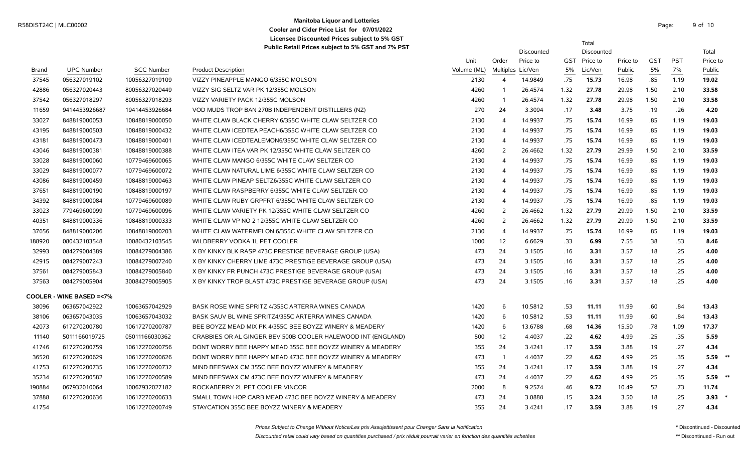**Manitoba Liquor and Lotteries**
**Cooler and Cider Price List for 07/01/2022**
**Licensee Discounted Prices subject to 5% GST**
**Public Retail Prices subject to 5% GST and 7% PST**

| Brand | UPC Number | SCC Number | Product Description | Unit Volume (ML) | Order Multiples | Discounted Price to Lic/Ven | GST 5% | Total Discounted Price to Lic/Ven | Price to Public | GST 5% | PST 7% | Total Price to Public | |
|---|---|---|---|---|---|---|---|---|---|---|---|---|---|
| 37545 | 056327019102 | 10056327019109 | VIZZY PINEAPPLE MANGO 6/355C MOLSON | 2130 | 4 | 14.9849 | .75 | **15.73** | 16.98 | .85 | 1.19 | **19.02** | |
| 42886 | 056327020443 | 80056327020449 | VIZZY SIG SELTZ VAR PK 12/355C MOLSON | 4260 | 1 | 26.4574 | 1.32 | **27.78** | 29.98 | 1.50 | 2.10 | **33.58** | |
| 37542 | 056327018297 | 80056327018293 | VIZZY VARIETY PACK 12/355C MOLSON | 4260 | 1 | 26.4574 | 1.32 | **27.78** | 29.98 | 1.50 | 2.10 | **33.58** | |
| 11659 | 9414453926687 | 19414453926684 | VOD MUDS TROP BAN 270B INDEPENDENT DISTILLERS (NZ) | 270 | 24 | 3.3094 | .17 | **3.48** | 3.75 | .19 | .26 | **4.20** | |
| 33027 | 848819000053 | 10848819000050 | WHITE CLAW BLACK CHERRY 6/355C WHITE CLAW SELTZER CO | 2130 | 4 | 14.9937 | .75 | **15.74** | 16.99 | .85 | 1.19 | **19.03** | |
| 43195 | 848819000503 | 10848819000432 | WHITE CLAW ICEDTEA PEACH6/355C WHITE CLAW SELTZER CO | 2130 | 4 | 14.9937 | .75 | **15.74** | 16.99 | .85 | 1.19 | **19.03** | |
| 43181 | 848819000473 | 10848819000401 | WHITE CLAW ICEDTEALEMON6/355C WHITE CLAW SELTZER CO | 2130 | 4 | 14.9937 | .75 | **15.74** | 16.99 | .85 | 1.19 | **19.03** | |
| 43046 | 848819000381 | 10848819000388 | WHITE CLAW ITEA VAR PK 12/355C WHITE CLAW SELTZER CO | 4260 | 2 | 26.4662 | 1.32 | **27.79** | 29.99 | 1.50 | 2.10 | **33.59** | |
| 33028 | 848819000060 | 10779469600065 | WHITE CLAW MANGO 6/355C WHITE CLAW SELTZER CO | 2130 | 4 | 14.9937 | .75 | **15.74** | 16.99 | .85 | 1.19 | **19.03** | |
| 33029 | 848819000077 | 10779469600072 | WHITE CLAW NATURAL LIME 6/355C WHITE CLAW SELTZER CO | 2130 | 4 | 14.9937 | .75 | **15.74** | 16.99 | .85 | 1.19 | **19.03** | |
| 43086 | 848819000459 | 10848819000463 | WHITE CLAW PINEAP SELTZ6/355C WHITE CLAW SELTZER CO | 2130 | 4 | 14.9937 | .75 | **15.74** | 16.99 | .85 | 1.19 | **19.03** | |
| 37651 | 848819000190 | 10848819000197 | WHITE CLAW RASPBERRY 6/355C WHITE CLAW SELTZER CO | 2130 | 4 | 14.9937 | .75 | **15.74** | 16.99 | .85 | 1.19 | **19.03** | |
| 34392 | 848819000084 | 10779469600089 | WHITE CLAW RUBY GRPFRT 6/355C WHITE CLAW SELTZER CO | 2130 | 4 | 14.9937 | .75 | **15.74** | 16.99 | .85 | 1.19 | **19.03** | |
| 33023 | 779469600099 | 10779469600096 | WHITE CLAW VARIETY PK 12/355C WHITE CLAW SELTZER CO | 4260 | 2 | 26.4662 | 1.32 | **27.79** | 29.99 | 1.50 | 2.10 | **33.59** | |
| 40351 | 848819000336 | 10848819000333 | WHITE CLAW VP NO 2 12/355C WHITE CLAW SELTZER CO | 4260 | 2 | 26.4662 | 1.32 | **27.79** | 29.99 | 1.50 | 2.10 | **33.59** | |
| 37656 | 848819000206 | 10848819000203 | WHITE CLAW WATERMELON 6/355C WHITE CLAW SELTZER CO | 2130 | 4 | 14.9937 | .75 | **15.74** | 16.99 | .85 | 1.19 | **19.03** | |
| 188920 | 080432103548 | 10080432103545 | WILDBERRY VODKA 1L PET COOLER | 1000 | 12 | 6.6629 | .33 | **6.99** | 7.55 | .38 | .53 | **8.46** | |
| 32993 | 084279004389 | 10084279004386 | X BY KINKY BLK RASP 473C PRESTIGE BEVERAGE GROUP (USA) | 473 | 24 | 3.1505 | .16 | **3.31** | 3.57 | .18 | .25 | **4.00** | |
| 42915 | 084279007243 | 10084279007240 | X BY KINKY CHERRY LIME 473C PRESTIGE BEVERAGE GROUP (USA) | 473 | 24 | 3.1505 | .16 | **3.31** | 3.57 | .18 | .25 | **4.00** | |
| 37561 | 084279005843 | 10084279005840 | X BY KINKY FR PUNCH 473C PRESTIGE BEVERAGE GROUP (USA) | 473 | 24 | 3.1505 | .16 | **3.31** | 3.57 | .18 | .25 | **4.00** | |
| 37563 | 084279005904 | 30084279005905 | X BY KINKY TROP BLAST 473C PRESTIGE BEVERAGE GROUP (USA) | 473 | 24 | 3.1505 | .16 | **3.31** | 3.57 | .18 | .25 | **4.00** | |
| **COOLER - WINE BASED =<7%** | | | | | | | | | | | | | |
| 38096 | 063657042922 | 10063657042929 | BASK ROSE WINE SPRITZ 4/355C ARTERRA WINES CANADA | 1420 | 6 | 10.5812 | .53 | **11.11** | 11.99 | .60 | .84 | **13.43** | |
| 38106 | 063657043035 | 10063657043032 | BASK SAUV BL WINE SPRITZ4/355C ARTERRA WINES CANADA | 1420 | 6 | 10.5812 | .53 | **11.11** | 11.99 | .60 | .84 | **13.43** | |
| 42073 | 617270200780 | 10617270200787 | BEE BOYZZ MEAD MIX PK 4/355C BEE BOYZZ WINERY & MEADERY | 1420 | 6 | 13.6788 | .68 | **14.36** | 15.50 | .78 | 1.09 | **17.37** | |
| 11140 | 5011166019725 | 05011166030362 | CRABBIES OR AL GINGER BEV 500B COOLER HALEWOOD INT (ENGLAND) | 500 | 12 | 4.4037 | .22 | **4.62** | 4.99 | .25 | .35 | **5.59** | |
| 41746 | 617270200759 | 10617270200756 | DONT WORRY BEE HAPPY MEAD 355C BEE BOYZZ WINERY & MEADERY | 355 | 24 | 3.4241 | .17 | **3.59** | 3.88 | .19 | .27 | **4.34** | |
| 36520 | 617270200629 | 10617270200626 | DONT WORRY BEE HAPPY MEAD 473C BEE BOYZZ WINERY & MEADERY | 473 | 1 | 4.4037 | .22 | **4.62** | 4.99 | .25 | .35 | **5.59** | ** |
| 41753 | 617270200735 | 10617270200732 | MIND BEESWAX CM 355C BEE BOYZZ WINERY & MEADERY | 355 | 24 | 3.4241 | .17 | **3.59** | 3.88 | .19 | .27 | **4.34** | |
| 35234 | 617270200582 | 10617270200589 | MIND BEESWAX CM 473C BEE BOYZZ WINERY & MEADERY | 473 | 24 | 4.4037 | .22 | **4.62** | 4.99 | .25 | .35 | **5.59** | ** |
| 190884 | 067932010064 | 10067932027182 | ROCKABERRY 2L PET COOLER VINCOR | 2000 | 8 | 9.2574 | .46 | **9.72** | 10.49 | .52 | .73 | **11.74** | |
| 37888 | 617270200636 | 10617270200633 | SMALL TOWN HOP CARB MEAD 473C BEE BOYZZ WINERY & MEADERY | 473 | 24 | 3.0888 | .15 | **3.24** | 3.50 | .18 | .25 | **3.93** | * |
| 41754 | | 10617270200749 | STAYCATION 355C BEE BOYZZ WINERY & MEADERY | 355 | 24 | 3.4241 | .17 | **3.59** | 3.88 | .19 | .27 | **4.34** | |

*Prices Subject to Change Without Notice/Les prix Assujettissent pour Changer Sans la Notification*

*Discounted retail could vary based on quantities purchased / prix réduit pourrait varier en fonction des quantités achetées*

\* Discontinued - Discounted

** Discontinued - Run out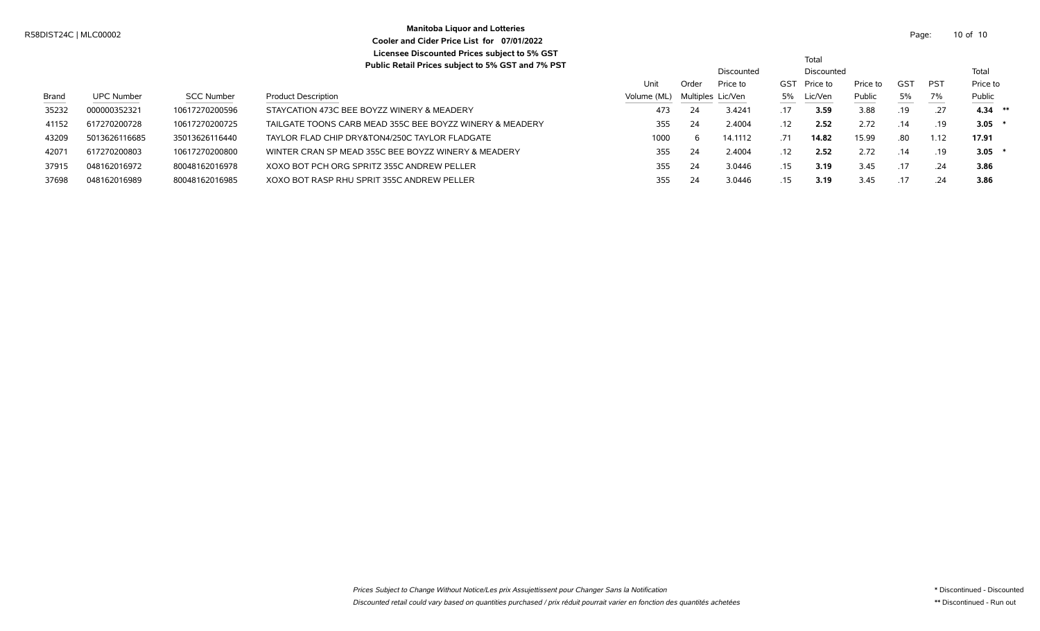R58DIST24C | MLC00002

**Manitoba Liquor and Lotteries**
**Cooler and Cider Price List for 07/01/2022**
**Licensee Discounted Prices subject to 5% GST**
**Public Retail Prices subject to 5% GST and 7% PST**

| Brand | UPC Number | SCC Number | Product Description | Unit Volume (ML) | Order Multiples | Discounted Price to Lic/Ven | GST 5% | Total Discounted Price to Lic/Ven | Price to Public | GST 5% | PST 7% | Total Price to Public | |
|---|---|---|---|---|---|---|---|---|---|---|---|---|---|
| 35232 | 000000352321 | 10617270200596 | STAYCATION 473C BEE BOYZZ WINERY & MEADERY | 473 | 24 | 3.4241 | .17 | **3.59** | 3.88 | .19 | .27 | **4.34** | ** |
| 41152 | 617270200728 | 10617270200725 | TAILGATE TOONS CARB MEAD 355C BEE BOYZZ WINERY & MEADERY | 355 | 24 | 2.4004 | .12 | **2.52** | 2.72 | .14 | .19 | **3.05** | * |
| 43209 | 5013626116685 | 35013626116440 | TAYLOR FLAD CHIP DRY&TON4/250C TAYLOR FLADGATE | 1000 | 6 | 14.1112 | .71 | **14.82** | 15.99 | .80 | 1.12 | **17.91** | |
| 42071 | 617270200803 | 10617270200800 | WINTER CRAN SP MEAD 355C BEE BOYZZ WINERY & MEADERY | 355 | 24 | 2.4004 | .12 | **2.52** | 2.72 | .14 | .19 | **3.05** | * |
| 37915 | 048162016972 | 80048162016978 | XOXO BOT PCH ORG SPRITZ 355C ANDREW PELLER | 355 | 24 | 3.0446 | .15 | **3.19** | 3.45 | .17 | .24 | **3.86** | |
| 37698 | 048162016989 | 80048162016985 | XOXO BOT RASP RHU SPRIT 355C ANDREW PELLER | 355 | 24 | 3.0446 | .15 | **3.19** | 3.45 | .17 | .24 | **3.86** | |

*Prices Subject to Change Without Notice/Les prix Assujettissent pour Changer Sans la Notification*

*Discounted retail could vary based on quantities purchased / prix réduit pourrait varier en fonction des quantités achetées*

\* Discontinued - Discounted

\*\* Discontinued - Run out